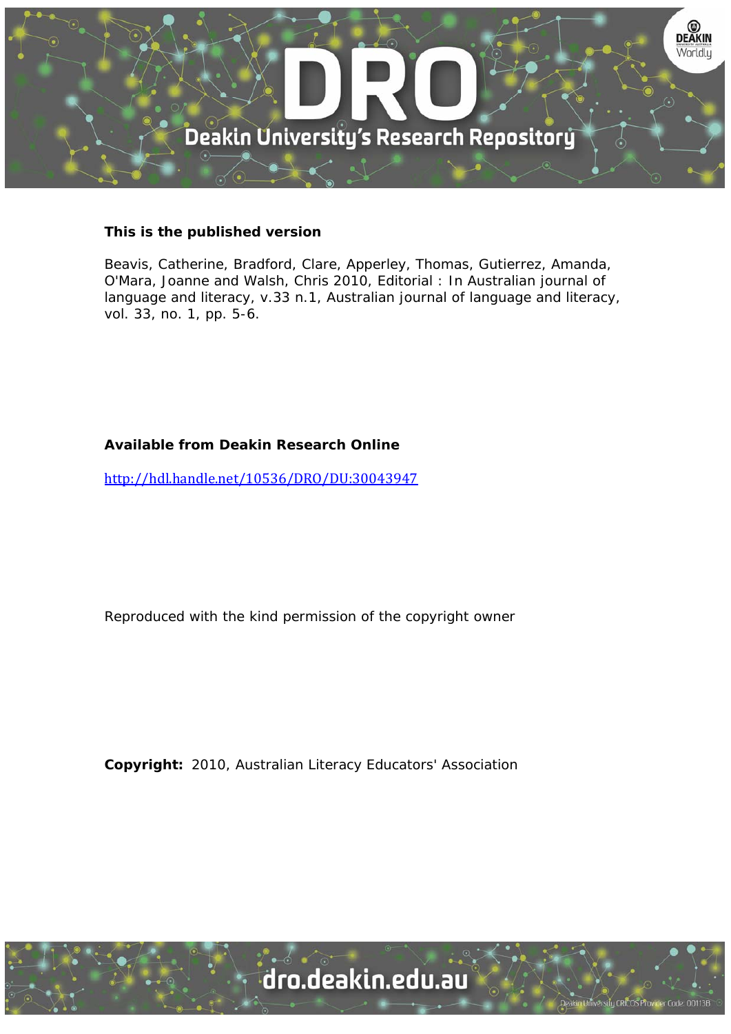**This is the published version**

Beavis, Catherine, Bradford, Clare, Apperley, Thomas, Gutierrez, Amanda, O'Mara, Joanne and Walsh, Chris 2010, Editorial : In Australian journal of language and literacy, v.33 n.1, Australian journal of language and literacy, vol. 33, no. 1, pp. 5-6.

**Available from Deakin Research Online**

http://hdl.handle.net/10536/DRO/DU:30043947

Reproduced with the kind permission of the copyright owner

**Copyright:** 2010, Australian Literacy Educators' Association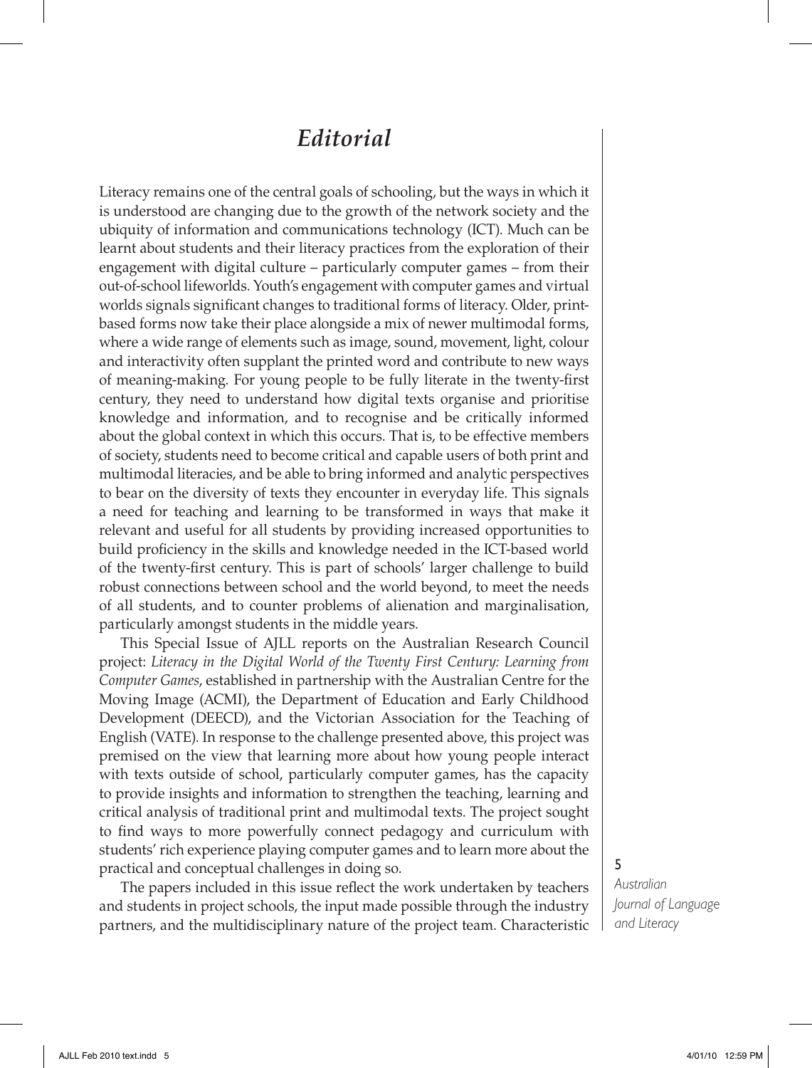# *Editorial*

Literacy remains one of the central goals of schooling, but the ways in which it is understood are changing due to the growth of the network society and the ubiquity of information and communications technology (ICT). Much can be learnt about students and their literacy practices from the exploration of their engagement with digital culture – particularly computer games – from their out-of-school lifeworlds. Youth's engagement with computer games and virtual worlds signals significant changes to traditional forms of literacy. Older, print-based forms now take their place alongside a mix of newer multimodal forms, where a wide range of elements such as image, sound, movement, light, colour and interactivity often supplant the printed word and contribute to new ways of meaning-making. For young people to be fully literate in the twenty-first century, they need to understand how digital texts organise and prioritise knowledge and information, and to recognise and be critically informed about the global context in which this occurs. That is, to be effective members of society, students need to become critical and capable users of both print and multimodal literacies, and be able to bring informed and analytic perspectives to bear on the diversity of texts they encounter in everyday life. This signals a need for teaching and learning to be transformed in ways that make it relevant and useful for all students by providing increased opportunities to build proficiency in the skills and knowledge needed in the ICT-based world of the twenty-first century. This is part of schools' larger challenge to build robust connections between school and the world beyond, to meet the needs of all students, and to counter problems of alienation and marginalisation, particularly amongst students in the middle years.

This Special Issue of AJLL reports on the Australian Research Council project: *Literacy in the Digital World of the Twenty First Century: Learning from Computer Games*, established in partnership with the Australian Centre for the Moving Image (ACMI), the Department of Education and Early Childhood Development (DEECD), and the Victorian Association for the Teaching of English (VATE). In response to the challenge presented above, this project was premised on the view that learning more about how young people interact with texts outside of school, particularly computer games, has the capacity to provide insights and information to strengthen the teaching, learning and critical analysis of traditional print and multimodal texts. The project sought to find ways to more powerfully connect pedagogy and curriculum with students' rich experience playing computer games and to learn more about the practical and conceptual challenges in doing so.

The papers included in this issue reflect the work undertaken by teachers and students in project schools, the input made possible through the industry partners, and the multidisciplinary nature of the project team. Characteristic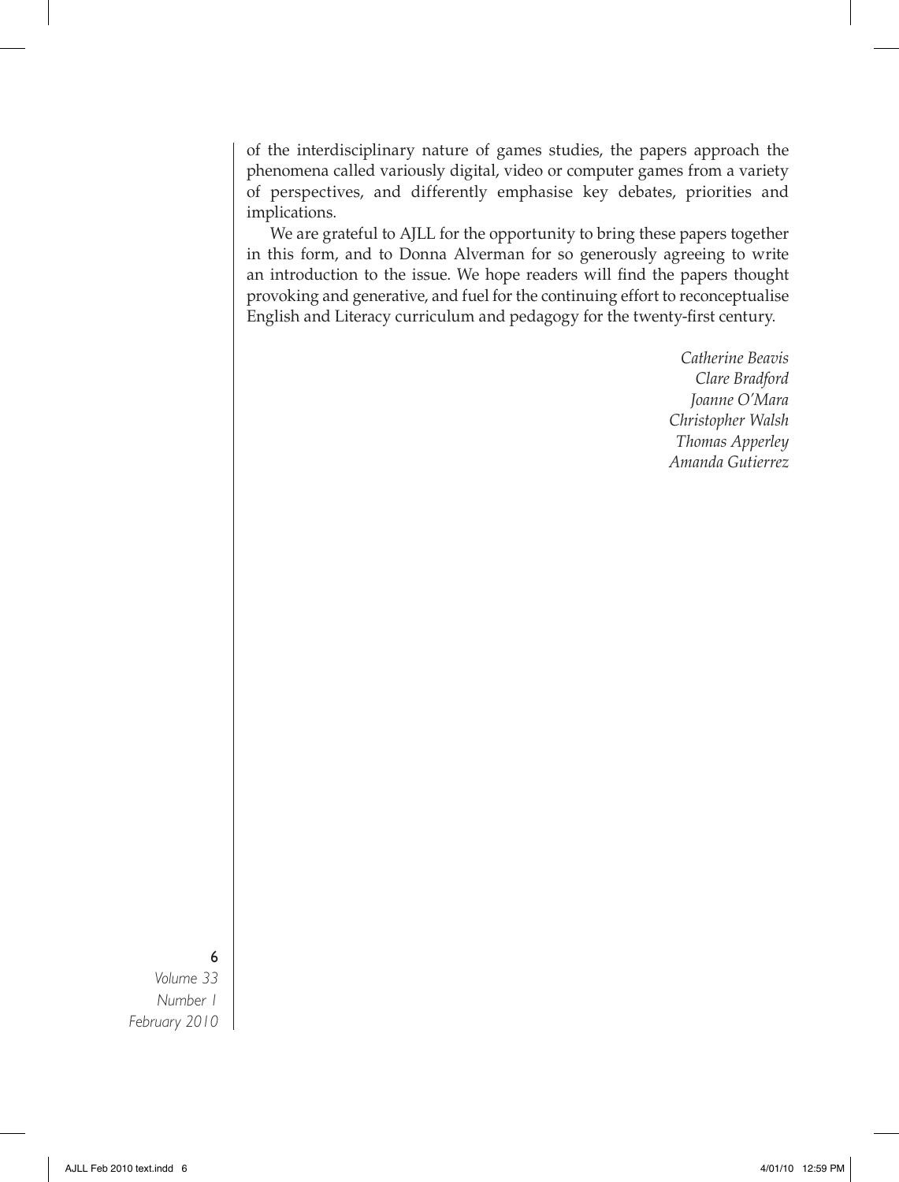of the interdisciplinary nature of games studies, the papers approach the phenomena called variously digital, video or computer games from a variety of perspectives, and differently emphasise key debates, priorities and implications.

We are grateful to AJLL for the opportunity to bring these papers together in this form, and to Donna Alverman for so generously agreeing to write an introduction to the issue. We hope readers will find the papers thought provoking and generative, and fuel for the continuing effort to reconceptualise English and Literacy curriculum and pedagogy for the twenty-first century.

*Catherine Beavis*
*Clare Bradford*
*Joanne O'Mara*
*Christopher Walsh*
*Thomas Apperley*
*Amanda Gutierrez*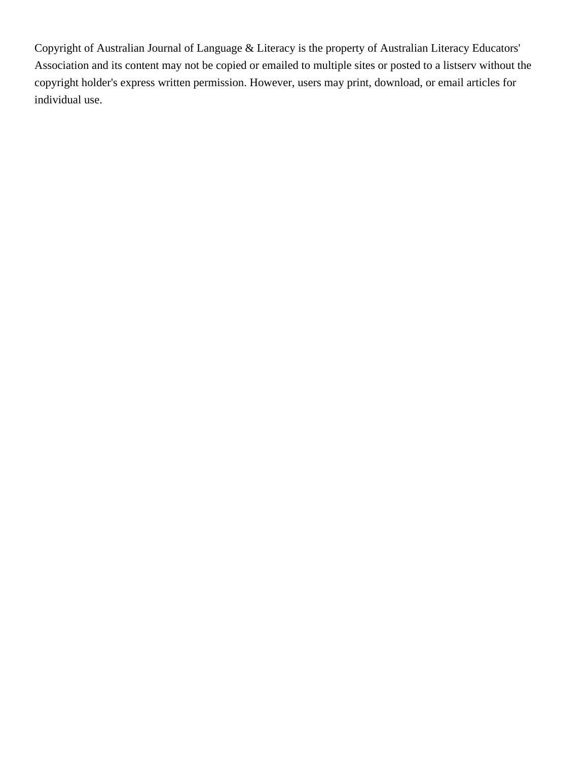Copyright of Australian Journal of Language & Literacy is the property of Australian Literacy Educators' Association and its content may not be copied or emailed to multiple sites or posted to a listserv without the copyright holder's express written permission. However, users may print, download, or email articles for individual use.